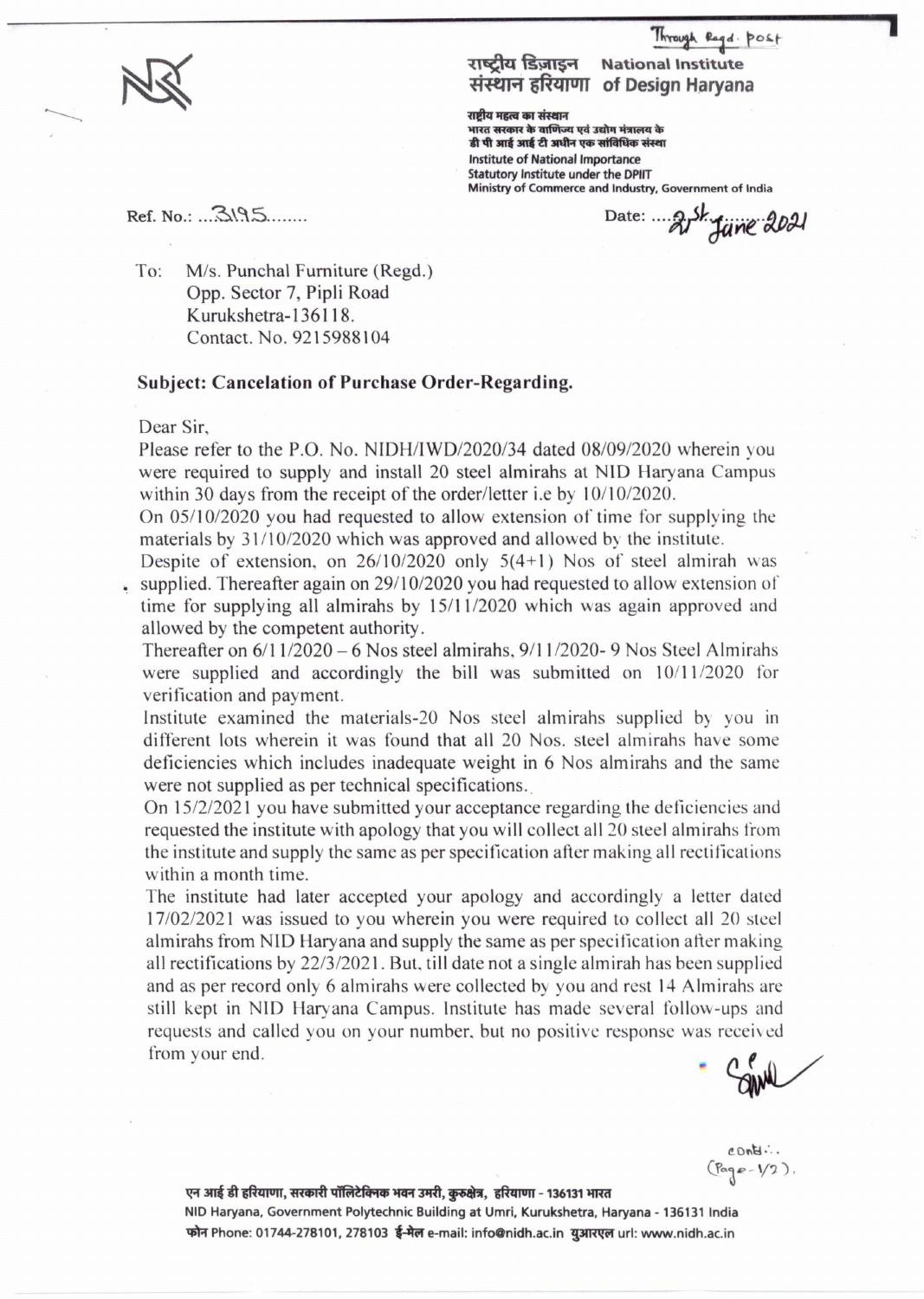Through Regd. post

राष्ट्रीय डिज़ाइन संस्थान हरियाणा
National Institute of Design Haryana

राष्ट्रीय महत्व का संस्थान
भारत सरकार के वाणिज्य एवं उद्योग मंत्रालय के डी पी आई आई टी अधीन एक सांविधिक संस्था
Institute of National Importance
Statutory Institute under the DPIIT
Ministry of Commerce and Industry, Government of India

Ref. No.: ...3195........

Date: ...21st June 2021

To: M/s. Punchal Furniture (Regd.)
Opp. Sector 7, Pipli Road
Kurukshetra-136118.
Contact. No. 9215988104

**Subject: Cancelation of Purchase Order-Regarding.**

Dear Sir,

Please refer to the P.O. No. NIDH/IWD/2020/34 dated 08/09/2020 wherein you were required to supply and install 20 steel almirahs at NID Haryana Campus within 30 days from the receipt of the order/letter i.e by 10/10/2020.

On 05/10/2020 you had requested to allow extension of time for supplying the materials by 31/10/2020 which was approved and allowed by the institute.

Despite of extension, on 26/10/2020 only 5(4+1) Nos of steel almirah was supplied. Thereafter again on 29/10/2020 you had requested to allow extension of time for supplying all almirahs by 15/11/2020 which was again approved and allowed by the competent authority.

Thereafter on 6/11/2020 – 6 Nos steel almirahs, 9/11/2020- 9 Nos Steel Almirahs were supplied and accordingly the bill was submitted on 10/11/2020 for verification and payment.

Institute examined the materials-20 Nos steel almirahs supplied by you in different lots wherein it was found that all 20 Nos. steel almirahs have some deficiencies which includes inadequate weight in 6 Nos almirahs and the same were not supplied as per technical specifications.

On 15/2/2021 you have submitted your acceptance regarding the deficiencies and requested the institute with apology that you will collect all 20 steel almirahs from the institute and supply the same as per specification after making all rectifications within a month time.

The institute had later accepted your apology and accordingly a letter dated 17/02/2021 was issued to you wherein you were required to collect all 20 steel almirahs from NID Haryana and supply the same as per specification after making all rectifications by 22/3/2021. But, till date not a single almirah has been supplied and as per record only 6 almirahs were collected by you and rest 14 Almirahs are still kept in NID Haryana Campus. Institute has made several follow-ups and requests and called you on your number, but no positive response was received from your end.

contd...
(Page-1/2).

एन आई डी हरियाणा, सरकारी पॉलिटेक्निक भवन उमरी, कुरुक्षेत्र, हरियाणा - 136131 भारत
NID Haryana, Government Polytechnic Building at Umri, Kurukshetra, Haryana - 136131 India
फोन Phone: 01744-278101, 278103 ई-मेल e-mail: info@nidh.ac.in युआरएल url: www.nidh.ac.in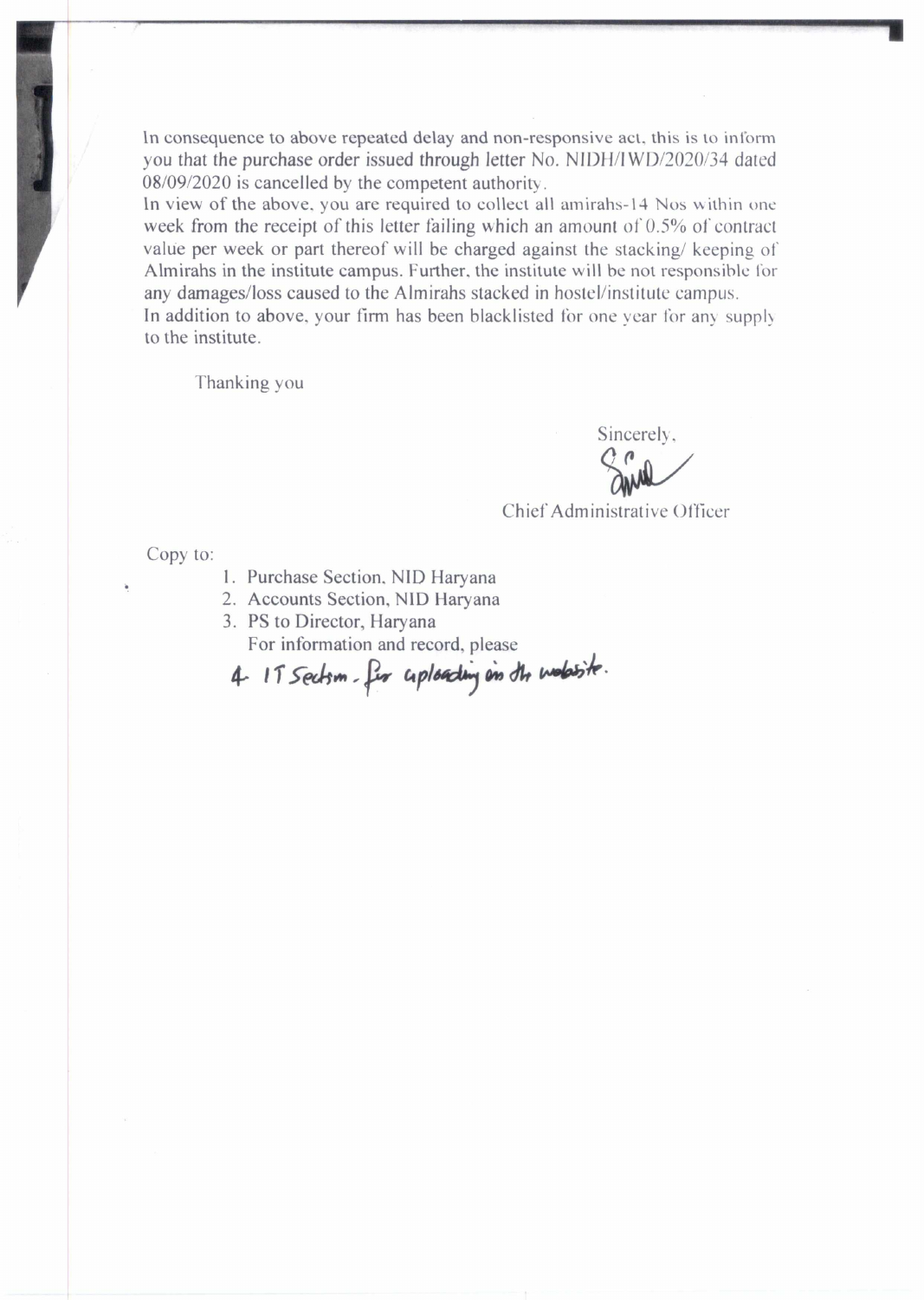In consequence to above repeated delay and non-responsive act, this is to inform you that the purchase order issued through letter No. NIDH/IWD/2020/34 dated 08/09/2020 is cancelled by the competent authority.

In view of the above, you are required to collect all amirahs-14 Nos within one week from the receipt of this letter failing which an amount of 0.5% of contract value per week or part thereof will be charged against the stacking/ keeping of Almirahs in the institute campus. Further, the institute will be not responsible for any damages/loss caused to the Almirahs stacked in hostel/institute campus.

In addition to above, your firm has been blacklisted for one year for any supply to the institute.

Thanking you

Sincerely,

Chief Administrative Officer

Copy to:

1. Purchase Section, NID Haryana
2. Accounts Section, NID Haryana
3. PS to Director, Haryana
   For information and record, please
4. IT Section - for uploading on the website.